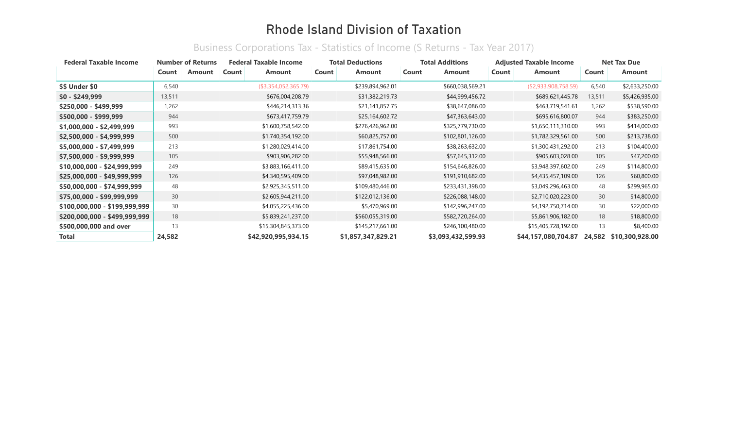# Rhode Island Division of Taxation

## Business Corporations Tax - Statistics of Income (S Returns - Tax Year 2017)

| Federal Taxable Income | Number of Returns | | Federal Taxable Income | | Total Deductions | | Total Additions | | Adjusted Taxable Income | | Net Tax Due | |
|---|---|---|---|---|---|---|---|---|---|---|---|---|
| | Count | Amount | Count | Amount | Count | Amount | Count | Amount | Count | Amount | Count | Amount |
| **$$ Under $0** | 6,540 | | | ($3,354,052,365.79) | | $239,894,962.01 | | $660,038,569.21 | | ($2,933,908,758.59) | 6,540 | $2,633,250.00 |
| **$0 - $249,999** | 13,511 | | | $676,004,208.79 | | $31,382,219.73 | | $44,999,456.72 | | $689,621,445.78 | 13,511 | $5,426,935.00 |
| **$250,000 - $499,999** | 1,262 | | | $446,214,313.36 | | $21,141,857.75 | | $38,647,086.00 | | $463,719,541.61 | 1,262 | $538,590.00 |
| **$500,000 - $999,999** | 944 | | | $673,417,759.79 | | $25,164,602.72 | | $47,363,643.00 | | $695,616,800.07 | 944 | $383,250.00 |
| **$1,000,000 - $2,499,999** | 993 | | | $1,600,758,542.00 | | $276,426,962.00 | | $325,779,730.00 | | $1,650,111,310.00 | 993 | $414,000.00 |
| **$2,500,000 - $4,999,999** | 500 | | | $1,740,354,192.00 | | $60,825,757.00 | | $102,801,126.00 | | $1,782,329,561.00 | 500 | $213,738.00 |
| **$5,000,000 - $7,499,999** | 213 | | | $1,280,029,414.00 | | $17,861,754.00 | | $38,263,632.00 | | $1,300,431,292.00 | 213 | $104,400.00 |
| **$7,500,000 - $9,999,999** | 105 | | | $903,906,282.00 | | $55,948,566.00 | | $57,645,312.00 | | $905,603,028.00 | 105 | $47,200.00 |
| **$10,000,000 - $24,999,999** | 249 | | | $3,883,166,411.00 | | $89,415,635.00 | | $154,646,826.00 | | $3,948,397,602.00 | 249 | $114,800.00 |
| **$25,000,000 - $49,999,999** | 126 | | | $4,340,595,409.00 | | $97,048,982.00 | | $191,910,682.00 | | $4,435,457,109.00 | 126 | $60,800.00 |
| **$50,000,000 - $74,999,999** | 48 | | | $2,925,345,511.00 | | $109,480,446.00 | | $233,431,398.00 | | $3,049,296,463.00 | 48 | $299,965.00 |
| **$75,00,000 - $99,999,999** | 30 | | | $2,605,944,211.00 | | $122,012,136.00 | | $226,088,148.00 | | $2,710,020,223.00 | 30 | $14,800.00 |
| **$100,000,000 - $199,999,999** | 30 | | | $4,055,225,436.00 | | $5,470,969.00 | | $142,996,247.00 | | $4,192,750,714.00 | 30 | $22,000.00 |
| **$200,000,000 - $499,999,999** | 18 | | | $5,839,241,237.00 | | $560,055,319.00 | | $582,720,264.00 | | $5,861,906,182.00 | 18 | $18,800.00 |
| **$500,000,000 and over** | 13 | | | $15,304,845,373.00 | | $145,217,661.00 | | $246,100,480.00 | | $15,405,728,192.00 | 13 | $8,400.00 |
| **Total** | **24,582** | | | **$42,920,995,934.15** | | **$1,857,347,829.21** | | **$3,093,432,599.93** | | **$44,157,080,704.87** | **24,582** | **$10,300,928.00** |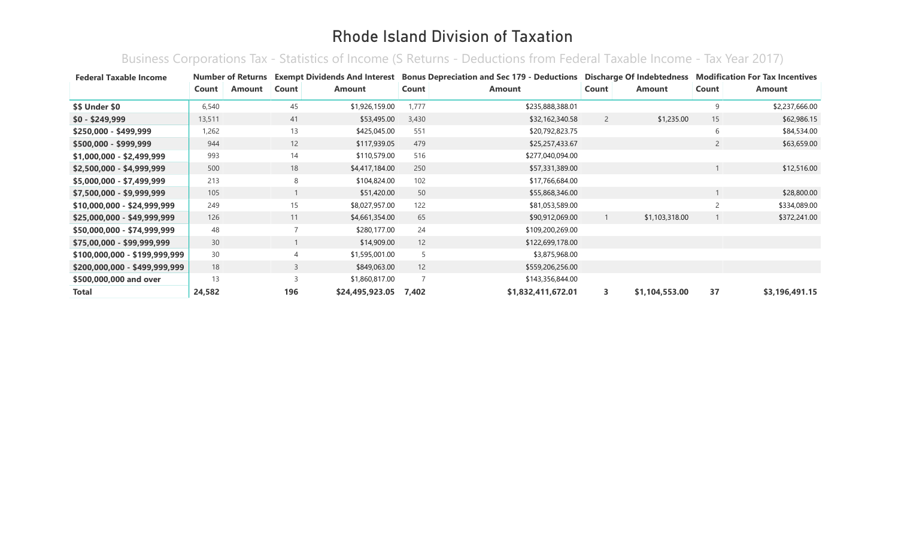# Rhode Island Division of Taxation

## Business Corporations Tax - Statistics of Income (S Returns - Deductions from Federal Taxable Income - Tax Year 2017)

| Federal Taxable Income | Number of Returns | | Exempt Dividends And Interest | | Bonus Depreciation and Sec 179 - Deductions | | Discharge Of Indebtedness | | Modification For Tax Incentives | |
|---|---|---|---|---|---|---|---|---|---|---|
| | Count | Amount | Count | Amount | Count | Amount | Count | Amount | Count | Amount |
| **$$ Under $0** | 6,540 | | 45 | $1,926,159.00 | 1,777 | $235,888,388.01 | | | 9 | $2,237,666.00 |
| **$0 - $249,999** | 13,511 | | 41 | $53,495.00 | 3,430 | $32,162,340.58 | 2 | $1,235.00 | 15 | $62,986.15 |
| **$250,000 - $499,999** | 1,262 | | 13 | $425,045.00 | 551 | $20,792,823.75 | | | 6 | $84,534.00 |
| **$500,000 - $999,999** | 944 | | 12 | $117,939.05 | 479 | $25,257,433.67 | | | 2 | $63,659.00 |
| **$1,000,000 - $2,499,999** | 993 | | 14 | $110,579.00 | 516 | $277,040,094.00 | | | | |
| **$2,500,000 - $4,999,999** | 500 | | 18 | $4,417,184.00 | 250 | $57,331,389.00 | | | 1 | $12,516.00 |
| **$5,000,000 - $7,499,999** | 213 | | 8 | $104,824.00 | 102 | $17,766,684.00 | | | | |
| **$7,500,000 - $9,999,999** | 105 | | 1 | $51,420.00 | 50 | $55,868,346.00 | | | 1 | $28,800.00 |
| **$10,000,000 - $24,999,999** | 249 | | 15 | $8,027,957.00 | 122 | $81,053,589.00 | | | 2 | $334,089.00 |
| **$25,000,000 - $49,999,999** | 126 | | 11 | $4,661,354.00 | 65 | $90,912,069.00 | 1 | $1,103,318.00 | 1 | $372,241.00 |
| **$50,000,000 - $74,999,999** | 48 | | 7 | $280,177.00 | 24 | $109,200,269.00 | | | | |
| **$75,00,000 - $99,999,999** | 30 | | 1 | $14,909.00 | 12 | $122,699,178.00 | | | | |
| **$100,000,000 - $199,999,999** | 30 | | 4 | $1,595,001.00 | 5 | $3,875,968.00 | | | | |
| **$200,000,000 - $499,999,999** | 18 | | 3 | $849,063.00 | 12 | $559,206,256.00 | | | | |
| **$500,000,000 and over** | 13 | | 3 | $1,860,817.00 | 7 | $143,356,844.00 | | | | |
| **Total** | **24,582** | | **196** | **$24,495,923.05** | **7,402** | **$1,832,411,672.01** | **3** | **$1,104,553.00** | **37** | **$3,196,491.15** |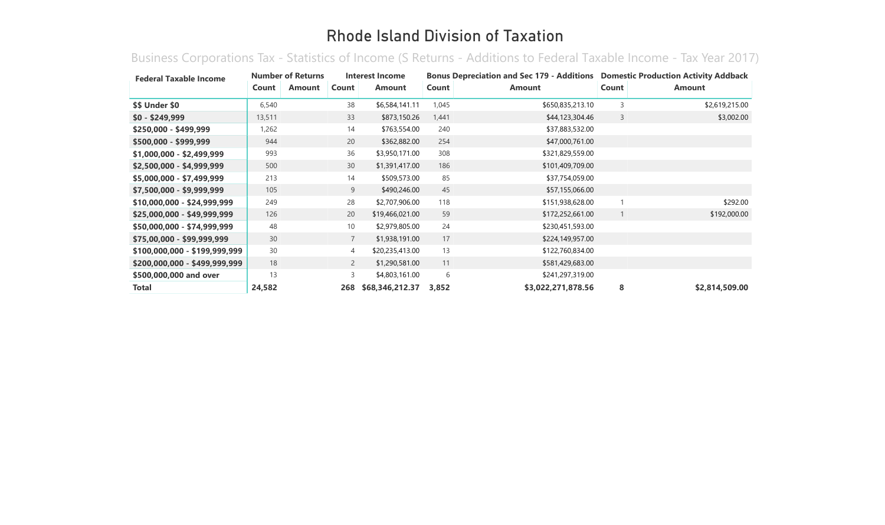# Rhode Island Division of Taxation

## Business Corporations Tax - Statistics of Income (S Returns - Additions to Federal Taxable Income - Tax Year 2017)

| Federal Taxable Income | Number of Returns | | Interest Income | | Bonus Depreciation and Sec 179 - Additions | | Domestic Production Activity Addback | |
|---|---|---|---|---|---|---|---|---|
| | Count | Amount | Count | Amount | Count | Amount | Count | Amount |
| **$$ Under $0** | 6,540 | | 38 | $6,584,141.11 | 1,045 | $650,835,213.10 | 3 | $2,619,215.00 |
| **$0 - $249,999** | 13,511 | | 33 | $873,150.26 | 1,441 | $44,123,304.46 | 3 | $3,002.00 |
| **$250,000 - $499,999** | 1,262 | | 14 | $763,554.00 | 240 | $37,883,532.00 | | |
| **$500,000 - $999,999** | 944 | | 20 | $362,882.00 | 254 | $47,000,761.00 | | |
| **$1,000,000 - $2,499,999** | 993 | | 36 | $3,950,171.00 | 308 | $321,829,559.00 | | |
| **$2,500,000 - $4,999,999** | 500 | | 30 | $1,391,417.00 | 186 | $101,409,709.00 | | |
| **$5,000,000 - $7,499,999** | 213 | | 14 | $509,573.00 | 85 | $37,754,059.00 | | |
| **$7,500,000 - $9,999,999** | 105 | | 9 | $490,246.00 | 45 | $57,155,066.00 | | |
| **$10,000,000 - $24,999,999** | 249 | | 28 | $2,707,906.00 | 118 | $151,938,628.00 | 1 | $292.00 |
| **$25,000,000 - $49,999,999** | 126 | | 20 | $19,466,021.00 | 59 | $172,252,661.00 | 1 | $192,000.00 |
| **$50,000,000 - $74,999,999** | 48 | | 10 | $2,979,805.00 | 24 | $230,451,593.00 | | |
| **$75,00,000 - $99,999,999** | 30 | | 7 | $1,938,191.00 | 17 | $224,149,957.00 | | |
| **$100,000,000 - $199,999,999** | 30 | | 4 | $20,235,413.00 | 13 | $122,760,834.00 | | |
| **$200,000,000 - $499,999,999** | 18 | | 2 | $1,290,581.00 | 11 | $581,429,683.00 | | |
| **$500,000,000 and over** | 13 | | 3 | $4,803,161.00 | 6 | $241,297,319.00 | | |
| **Total** | **24,582** | | **268** | **$68,346,212.37** | **3,852** | **$3,022,271,878.56** | **8** | **$2,814,509.00** |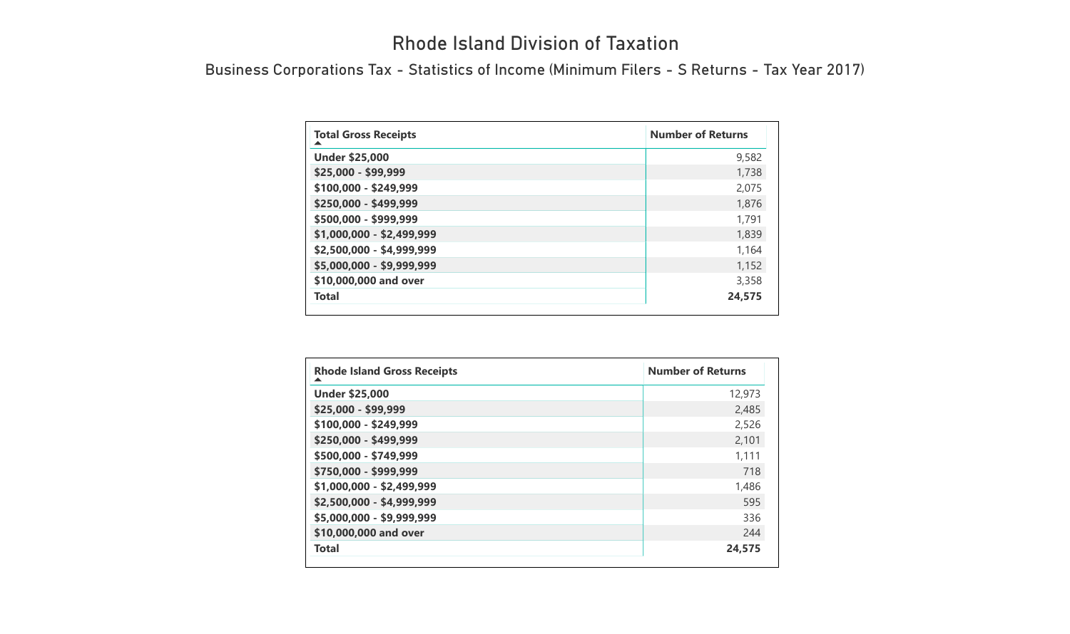# Rhode Island Division of Taxation

## Business Corporations Tax - Statistics of Income (Minimum Filers - S Returns - Tax Year 2017)

| Total Gross Receipts | Number of Returns |
|---|---|
| **Under $25,000** | 9,582 |
| **$25,000 - $99,999** | 1,738 |
| **$100,000 - $249,999** | 2,075 |
| **$250,000 - $499,999** | 1,876 |
| **$500,000 - $999,999** | 1,791 |
| **$1,000,000 - $2,499,999** | 1,839 |
| **$2,500,000 - $4,999,999** | 1,164 |
| **$5,000,000 - $9,999,999** | 1,152 |
| **$10,000,000 and over** | 3,358 |
| **Total** | **24,575** |

| Rhode Island Gross Receipts | Number of Returns |
|---|---|
| **Under $25,000** | 12,973 |
| **$25,000 - $99,999** | 2,485 |
| **$100,000 - $249,999** | 2,526 |
| **$250,000 - $499,999** | 2,101 |
| **$500,000 - $749,999** | 1,111 |
| **$750,000 - $999,999** | 718 |
| **$1,000,000 - $2,499,999** | 1,486 |
| **$2,500,000 - $4,999,999** | 595 |
| **$5,000,000 - $9,999,999** | 336 |
| **$10,000,000 and over** | 244 |
| **Total** | **24,575** |